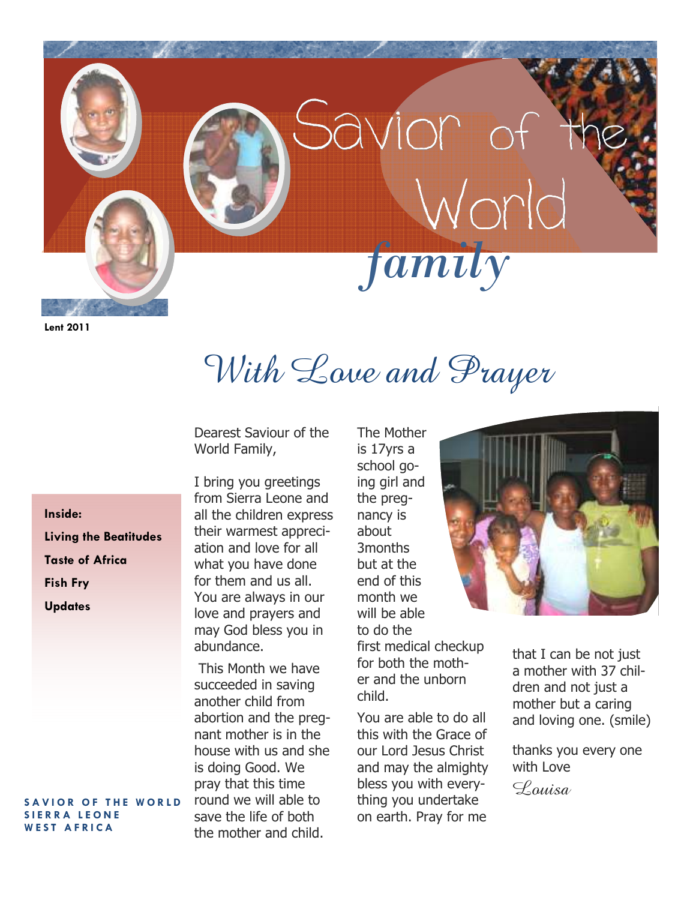# Savior of the World *family*

**Lent 2011**

## *With Love and Prayer*

**Inside:**

**Living the Beatitudes**

**Taste of Africa**

**Fish Fry**

**Updates**

Dearest Saviour of the World Family,

I bring you greetings from Sierra Leone and all the children express their warmest appreciation and love for all what you have done for them and us all. You are always in our love and prayers and may God bless you in abundance.

This Month we have succeeded in saving another child from abortion and the pregnant mother is in the house with us and she is doing Good. We pray that this time round we will able to save the life of both the mother and child.

The Mother is 17yrs a school going girl and the pregnancy is about 3months but at the end of this month we will be able to do the first medical checkup for both the mother and the unborn child.

You are able to do all this with the Grace of our Lord Jesus Christ and may the almighty bless you with everything you undertake on earth. Pray for me that I can be not just a mother with 37 children and not just a mother but a caring and loving one. (smile)

thanks you every one with Love

*Louisa*

**SAVIOR OF THE WORLD**
**SIERRA LEONE**
**WEST AFRICA**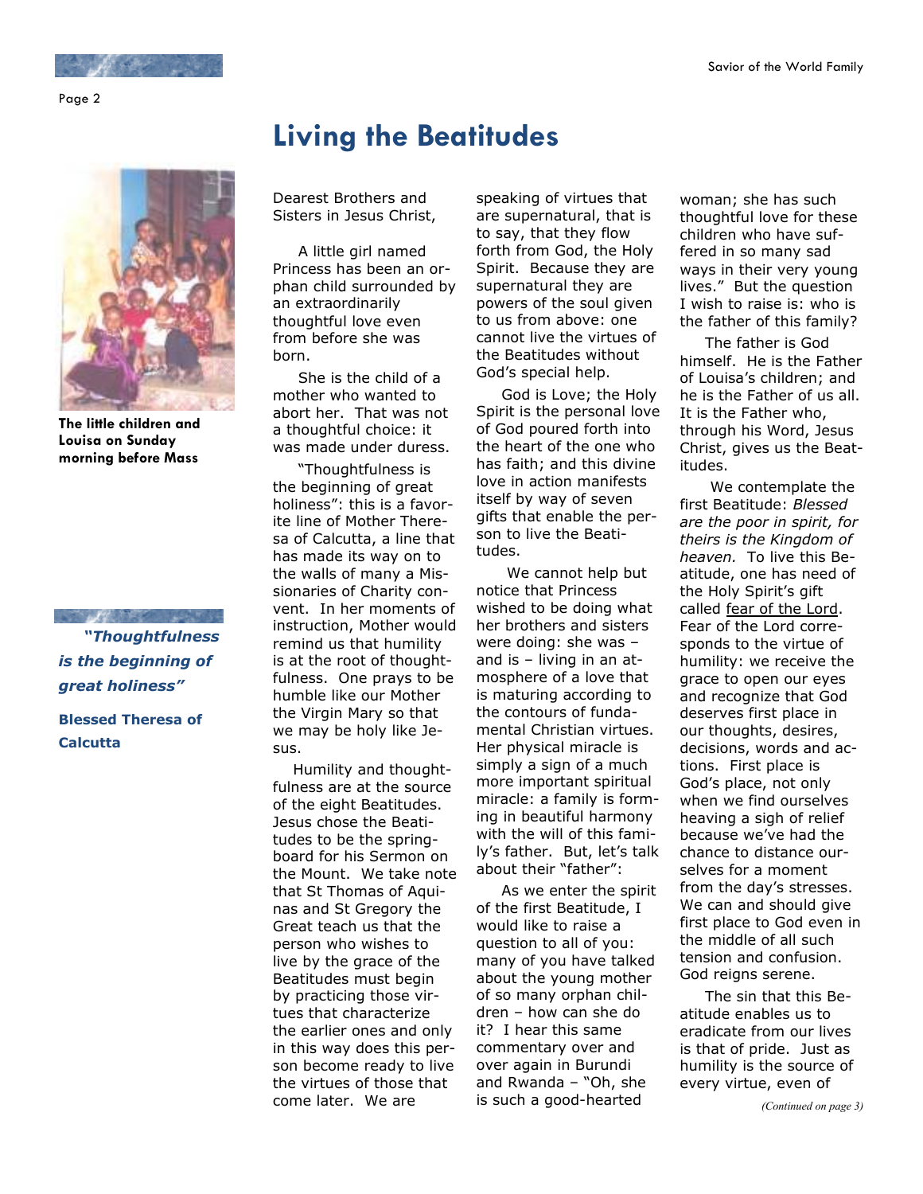# Living the Beatitudes

The little children and Louisa on Sunday morning before Mass

> ***"Thoughtfulness is the beginning of great holiness"***
>
> **Blessed Theresa of Calcutta**

Dearest Brothers and Sisters in Jesus Christ,

A little girl named Princess has been an orphan child surrounded by an extraordinarily thoughtful love even from before she was born.

She is the child of a mother who wanted to abort her. That was not a thoughtful choice: it was made under duress.

"Thoughtfulness is the beginning of great holiness": this is a favorite line of Mother Theresa of Calcutta, a line that has made its way on to the walls of many a Missionaries of Charity convent. In her moments of instruction, Mother would remind us that humility is at the root of thoughtfulness. One prays to be humble like our Mother the Virgin Mary so that we may be holy like Jesus.

Humility and thoughtfulness are at the source of the eight Beatitudes. Jesus chose the Beatitudes to be the springboard for his Sermon on the Mount. We take note that St Thomas of Aquinas and St Gregory the Great teach us that the person who wishes to live by the grace of the Beatitudes must begin by practicing those virtues that characterize the earlier ones and only in this way does this person become ready to live the virtues of those that come later. We are speaking of virtues that are supernatural, that is to say, that they flow forth from God, the Holy Spirit. Because they are supernatural they are powers of the soul given to us from above: one cannot live the virtues of the Beatitudes without God's special help.

God is Love; the Holy Spirit is the personal love of God poured forth into the heart of the one who has faith; and this divine love in action manifests itself by way of seven gifts that enable the person to live the Beatitudes.

We cannot help but notice that Princess wished to be doing what her brothers and sisters were doing: she was – and is – living in an atmosphere of a love that is maturing according to the contours of fundamental Christian virtues. Her physical miracle is simply a sign of a much more important spiritual miracle: a family is forming in beautiful harmony with the will of this family's father. But, let's talk about their "father":

As we enter the spirit of the first Beatitude, I would like to raise a question to all of you: many of you have talked about the young mother of so many orphan children – how can she do it? I hear this same commentary over and over again in Burundi and Rwanda – "Oh, she is such a good-hearted woman; she has such thoughtful love for these children who have suffered in so many sad ways in their very young lives." But the question I wish to raise is: who is the father of this family?

The father is God himself. He is the Father of Louisa's children; and he is the Father of us all. It is the Father who, through his Word, Jesus Christ, gives us the Beatitudes.

We contemplate the first Beatitude: *Blessed are the poor in spirit, for theirs is the Kingdom of heaven.* To live this Beatitude, one has need of the Holy Spirit's gift called <u>fear of the Lord</u>. Fear of the Lord corresponds to the virtue of humility: we receive the grace to open our eyes and recognize that God deserves first place in our thoughts, desires, decisions, words and actions. First place is God's place, not only when we find ourselves heaving a sigh of relief because we've had the chance to distance ourselves for a moment from the day's stresses. We can and should give first place to God even in the middle of all such tension and confusion. God reigns serene.

The sin that this Beatitude enables us to eradicate from our lives is that of pride. Just as humility is the source of every virtue, even of

*(Continued on page 3)*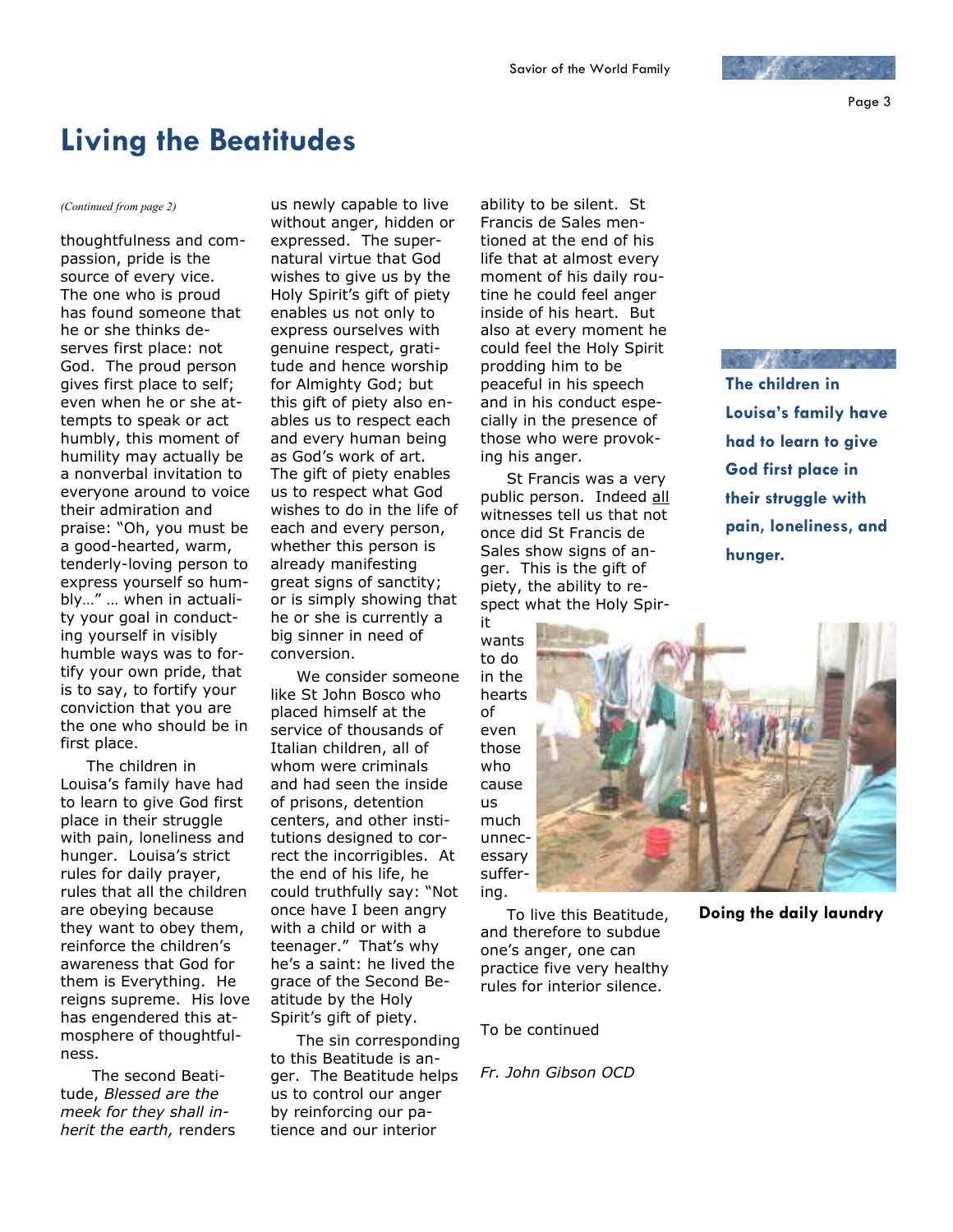# Living the Beatitudes

*(Continued from page 2)*

thoughtfulness and compassion, pride is the source of every vice. The one who is proud has found someone that he or she thinks deserves first place: not God. The proud person gives first place to self; even when he or she attempts to speak or act humbly, this moment of humility may actually be a nonverbal invitation to everyone around to voice their admiration and praise: "Oh, you must be a good-hearted, warm, tenderly-loving person to express yourself so humbly…" … when in actuality your goal in conducting yourself in visibly humble ways was to fortify your own pride, that is to say, to fortify your conviction that you are the one who should be in first place.

The children in Louisa's family have had to learn to give God first place in their struggle with pain, loneliness and hunger. Louisa's strict rules for daily prayer, rules that all the children are obeying because they want to obey them, reinforce the children's awareness that God for them is Everything. He reigns supreme. His love has engendered this atmosphere of thoughtfulness.

The second Beatitude, *Blessed are the meek for they shall inherit the earth,* renders us newly capable to live without anger, hidden or expressed. The supernatural virtue that God wishes to give us by the Holy Spirit's gift of piety enables us not only to express ourselves with genuine respect, gratitude and hence worship for Almighty God; but this gift of piety also enables us to respect each and every human being as God's work of art. The gift of piety enables us to respect what God wishes to do in the life of each and every person, whether this person is already manifesting great signs of sanctity; or is simply showing that he or she is currently a big sinner in need of conversion.

We consider someone like St John Bosco who placed himself at the service of thousands of Italian children, all of whom were criminals and had seen the inside of prisons, detention centers, and other institutions designed to correct the incorrigibles. At the end of his life, he could truthfully say: "Not once have I been angry with a child or with a teenager." That's why he's a saint: he lived the grace of the Second Beatitude by the Holy Spirit's gift of piety.

The sin corresponding to this Beatitude is anger. The Beatitude helps us to control our anger by reinforcing our patience and our interior ability to be silent. St Francis de Sales mentioned at the end of his life that at almost every moment of his daily routine he could feel anger inside of his heart. But also at every moment he could feel the Holy Spirit prodding him to be peaceful in his speech and in his conduct especially in the presence of those who were provoking his anger.

St Francis was a very public person. Indeed all witnesses tell us that not once did St Francis de Sales show signs of anger. This is the gift of piety, the ability to respect what the Holy Spirit wants to do in the hearts of even those who cause us much unnecessary suffering.

To live this Beatitude, and therefore to subdue one's anger, one can practice five very healthy rules for interior silence.

To be continued

*Fr. John Gibson OCD*

**The children in Louisa's family have had to learn to give God first place in their struggle with pain, loneliness, and hunger.**

**Doing the daily laundry**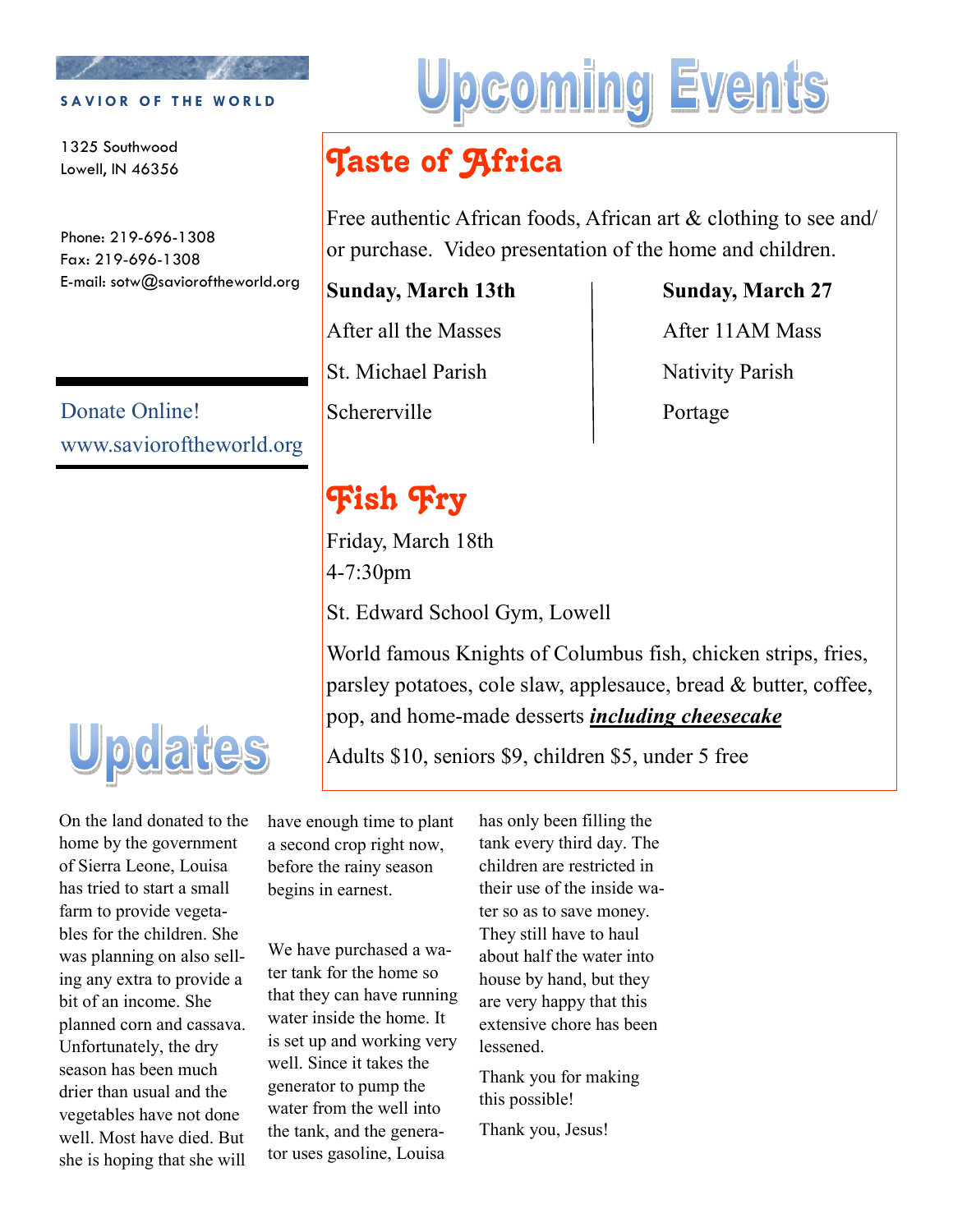SAVIOR OF THE WORLD

1325 Southwood
Lowell, IN 46356

Phone: 219-696-1308
Fax: 219-696-1308
E-mail: sotw@savioroftheworld.org

Donate Online!
www.savioroftheworld.org

# Upcoming Events

## Taste of Africa

Free authentic African foods, African art & clothing to see and/or purchase. Video presentation of the home and children.

**Sunday, March 13th**
After all the Masses
St. Michael Parish
Schererville

**Sunday, March 27**
After 11AM Mass
Nativity Parish
Portage

## Fish Fry

Friday, March 18th
4-7:30pm

St. Edward School Gym, Lowell

World famous Knights of Columbus fish, chicken strips, fries, parsley potatoes, cole slaw, applesauce, bread & butter, coffee, pop, and home-made desserts ***including cheesecake***

Adults $10, seniors $9, children $5, under 5 free

# Updates

On the land donated to the home by the government of Sierra Leone, Louisa has tried to start a small farm to provide vegetables for the children. She was planning on also selling any extra to provide a bit of an income. She planned corn and cassava. Unfortunately, the dry season has been much drier than usual and the vegetables have not done well. Most have died. But she is hoping that she will have enough time to plant a second crop right now, before the rainy season begins in earnest.

We have purchased a water tank for the home so that they can have running water inside the home. It is set up and working very well. Since it takes the generator to pump the water from the well into the tank, and the generator uses gasoline, Louisa has only been filling the tank every third day. The children are restricted in their use of the inside water so as to save money. They still have to haul about half the water into house by hand, but they are very happy that this extensive chore has been lessened.

Thank you for making this possible!

Thank you, Jesus!